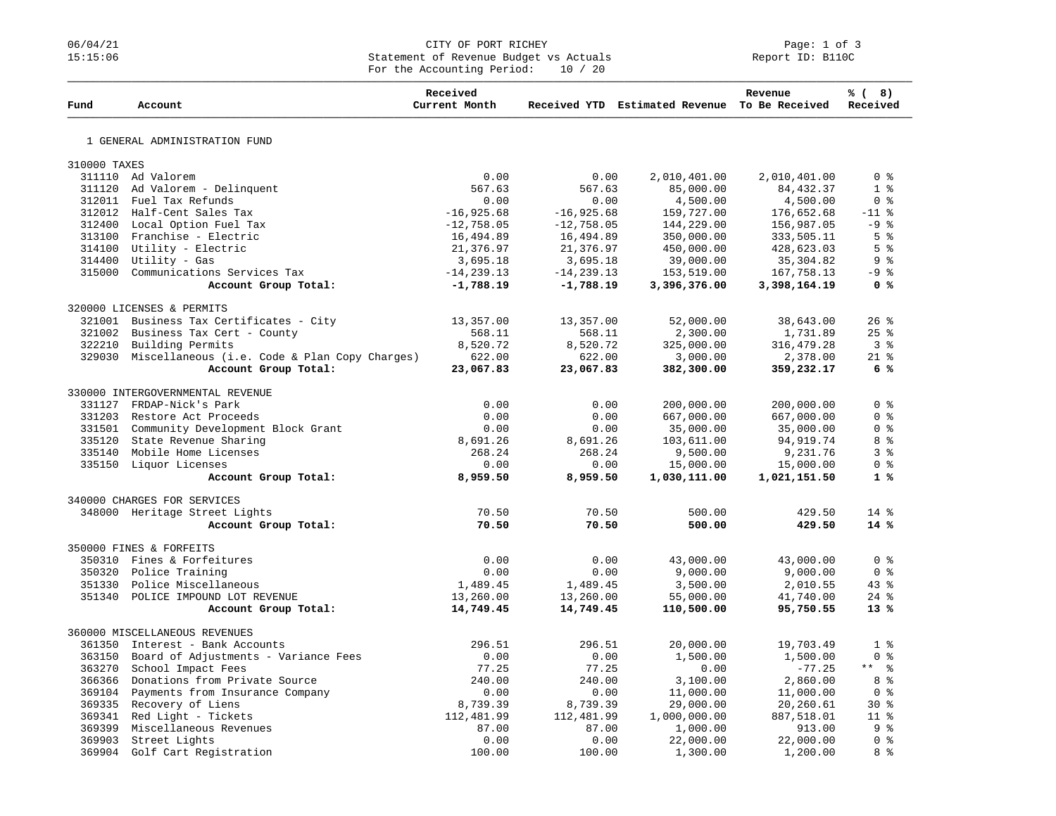# CITY OF PORT RICHEY

Statement of Revenue Budget vs Actuals

For the Accounting Period: 10 / 20

06/04/21
15:15:06

Report ID: B110C

| Fund | Account | Received Current Month | Received YTD | Estimated Revenue | Revenue To Be Received | % ( 8) Received |
|---|---|---|---|---|---|---|
| 1 GENERAL ADMINISTRATION FUND | | | | | | |
| 310000 TAXES | | | | | | |
| 311110 | Ad Valorem | 0.00 | 0.00 | 2,010,401.00 | 2,010,401.00 | 0 % |
| 311120 | Ad Valorem - Delinquent | 567.63 | 567.63 | 85,000.00 | 84,432.37 | 1 % |
| 312011 | Fuel Tax Refunds | 0.00 | 0.00 | 4,500.00 | 4,500.00 | 0 % |
| 312012 | Half-Cent Sales Tax | -16,925.68 | -16,925.68 | 159,727.00 | 176,652.68 | -11 % |
| 312400 | Local Option Fuel Tax | -12,758.05 | -12,758.05 | 144,229.00 | 156,987.05 | -9 % |
| 313100 | Franchise - Electric | 16,494.89 | 16,494.89 | 350,000.00 | 333,505.11 | 5 % |
| 314100 | Utility - Electric | 21,376.97 | 21,376.97 | 450,000.00 | 428,623.03 | 5 % |
| 314400 | Utility - Gas | 3,695.18 | 3,695.18 | 39,000.00 | 35,304.82 | 9 % |
| 315000 | Communications Services Tax | -14,239.13 | -14,239.13 | 153,519.00 | 167,758.13 | -9 % |
| | **Account Group Total:** | **-1,788.19** | **-1,788.19** | **3,396,376.00** | **3,398,164.19** | **0 %** |
| 320000 LICENSES & PERMITS | | | | | | |
| 321001 | Business Tax Certificates - City | 13,357.00 | 13,357.00 | 52,000.00 | 38,643.00 | 26 % |
| 321002 | Business Tax Cert - County | 568.11 | 568.11 | 2,300.00 | 1,731.89 | 25 % |
| 322210 | Building Permits | 8,520.72 | 8,520.72 | 325,000.00 | 316,479.28 | 3 % |
| 329030 | Miscellaneous (i.e. Code & Plan Copy Charges) | 622.00 | 622.00 | 3,000.00 | 2,378.00 | 21 % |
| | **Account Group Total:** | **23,067.83** | **23,067.83** | **382,300.00** | **359,232.17** | **6 %** |
| 330000 INTERGOVERNMENTAL REVENUE | | | | | | |
| 331127 | FRDAP-Nick's Park | 0.00 | 0.00 | 200,000.00 | 200,000.00 | 0 % |
| 331203 | Restore Act Proceeds | 0.00 | 0.00 | 667,000.00 | 667,000.00 | 0 % |
| 331501 | Community Development Block Grant | 0.00 | 0.00 | 35,000.00 | 35,000.00 | 0 % |
| 335120 | State Revenue Sharing | 8,691.26 | 8,691.26 | 103,611.00 | 94,919.74 | 8 % |
| 335140 | Mobile Home Licenses | 268.24 | 268.24 | 9,500.00 | 9,231.76 | 3 % |
| 335150 | Liquor Licenses | 0.00 | 0.00 | 15,000.00 | 15,000.00 | 0 % |
| | **Account Group Total:** | **8,959.50** | **8,959.50** | **1,030,111.00** | **1,021,151.50** | **1 %** |
| 340000 CHARGES FOR SERVICES | | | | | | |
| 348000 | Heritage Street Lights | 70.50 | 70.50 | 500.00 | 429.50 | 14 % |
| | **Account Group Total:** | **70.50** | **70.50** | **500.00** | **429.50** | **14 %** |
| 350000 FINES & FORFEITS | | | | | | |
| 350310 | Fines & Forfeitures | 0.00 | 0.00 | 43,000.00 | 43,000.00 | 0 % |
| 350320 | Police Training | 0.00 | 0.00 | 9,000.00 | 9,000.00 | 0 % |
| 351330 | Police Miscellaneous | 1,489.45 | 1,489.45 | 3,500.00 | 2,010.55 | 43 % |
| 351340 | POLICE IMPOUND LOT REVENUE | 13,260.00 | 13,260.00 | 55,000.00 | 41,740.00 | 24 % |
| | **Account Group Total:** | **14,749.45** | **14,749.45** | **110,500.00** | **95,750.55** | **13 %** |
| 360000 MISCELLANEOUS REVENUES | | | | | | |
| 361350 | Interest - Bank Accounts | 296.51 | 296.51 | 20,000.00 | 19,703.49 | 1 % |
| 363150 | Board of Adjustments - Variance Fees | 0.00 | 0.00 | 1,500.00 | 1,500.00 | 0 % |
| 363270 | School Impact Fees | 77.25 | 77.25 | 0.00 | -77.25 | ** % |
| 366366 | Donations from Private Source | 240.00 | 240.00 | 3,100.00 | 2,860.00 | 8 % |
| 369104 | Payments from Insurance Company | 0.00 | 0.00 | 11,000.00 | 11,000.00 | 0 % |
| 369335 | Recovery of Liens | 8,739.39 | 8,739.39 | 29,000.00 | 20,260.61 | 30 % |
| 369341 | Red Light - Tickets | 112,481.99 | 112,481.99 | 1,000,000.00 | 887,518.01 | 11 % |
| 369399 | Miscellaneous Revenues | 87.00 | 87.00 | 1,000.00 | 913.00 | 9 % |
| 369903 | Street Lights | 0.00 | 0.00 | 22,000.00 | 22,000.00 | 0 % |
| 369904 | Golf Cart Registration | 100.00 | 100.00 | 1,300.00 | 1,200.00 | 8 % |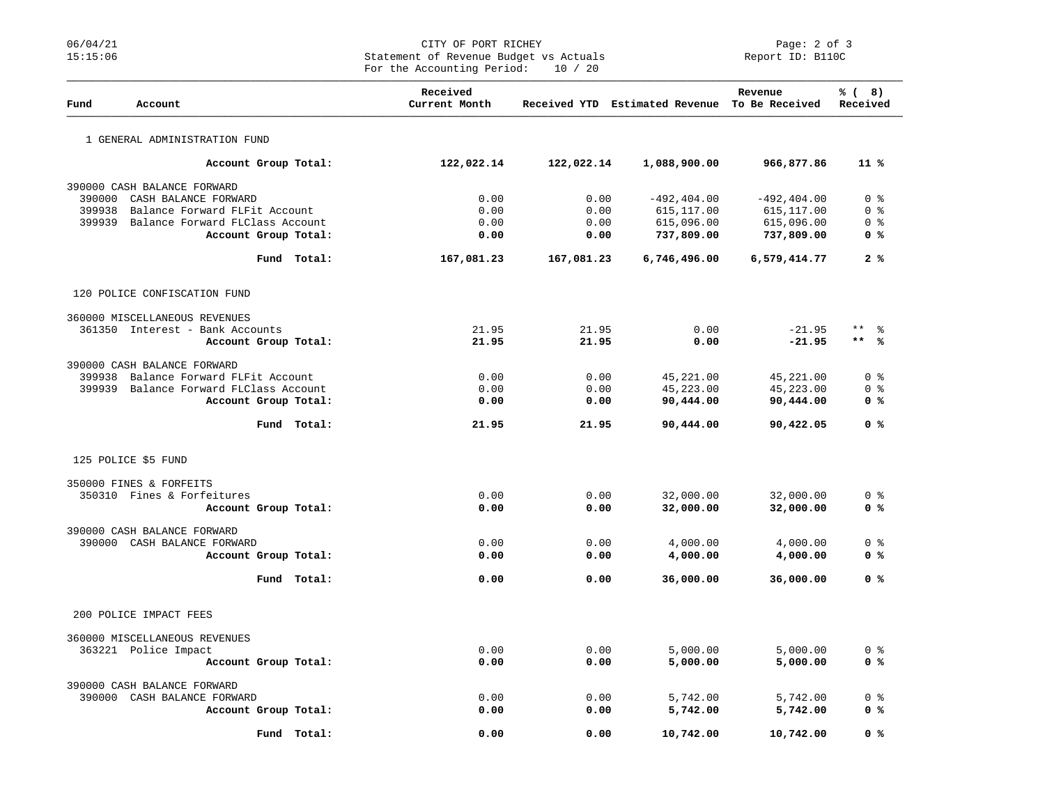CITY OF PORT RICHEY
Statement of Revenue Budget vs Actuals
For the Accounting Period: 10 / 20

06/04/21 15:15:06 — Report ID: B110C

| Fund | Account | Received Current Month | Received YTD | Estimated Revenue | Revenue To Be Received | % ( 8) Received |
|---|---|---|---|---|---|---|
| 1 GENERAL ADMINISTRATION FUND | | | | | | |
| | **Account Group Total:** | **122,022.14** | **122,022.14** | **1,088,900.00** | **966,877.86** | **11 %** |
| 390000 CASH BALANCE FORWARD | | | | | | |
| 390000 | CASH BALANCE FORWARD | 0.00 | 0.00 | -492,404.00 | -492,404.00 | 0 % |
| 399938 | Balance Forward FLFit Account | 0.00 | 0.00 | 615,117.00 | 615,117.00 | 0 % |
| 399939 | Balance Forward FLClass Account | 0.00 | 0.00 | 615,096.00 | 615,096.00 | 0 % |
| | **Account Group Total:** | **0.00** | **0.00** | **737,809.00** | **737,809.00** | **0 %** |
| | **Fund Total:** | **167,081.23** | **167,081.23** | **6,746,496.00** | **6,579,414.77** | **2 %** |
| 120 POLICE CONFISCATION FUND | | | | | | |
| 360000 MISCELLANEOUS REVENUES | | | | | | |
| 361350 | Interest - Bank Accounts | 21.95 | 21.95 | 0.00 | -21.95 | ** % |
| | **Account Group Total:** | **21.95** | **21.95** | **0.00** | **-21.95** | **** %** |
| 390000 CASH BALANCE FORWARD | | | | | | |
| 399938 | Balance Forward FLFit Account | 0.00 | 0.00 | 45,221.00 | 45,221.00 | 0 % |
| 399939 | Balance Forward FLClass Account | 0.00 | 0.00 | 45,223.00 | 45,223.00 | 0 % |
| | **Account Group Total:** | **0.00** | **0.00** | **90,444.00** | **90,444.00** | **0 %** |
| | **Fund Total:** | **21.95** | **21.95** | **90,444.00** | **90,422.05** | **0 %** |
| 125 POLICE $5 FUND | | | | | | |
| 350000 FINES & FORFEITS | | | | | | |
| 350310 | Fines & Forfeitures | 0.00 | 0.00 | 32,000.00 | 32,000.00 | 0 % |
| | **Account Group Total:** | **0.00** | **0.00** | **32,000.00** | **32,000.00** | **0 %** |
| 390000 CASH BALANCE FORWARD | | | | | | |
| 390000 | CASH BALANCE FORWARD | 0.00 | 0.00 | 4,000.00 | 4,000.00 | 0 % |
| | **Account Group Total:** | **0.00** | **0.00** | **4,000.00** | **4,000.00** | **0 %** |
| | **Fund Total:** | **0.00** | **0.00** | **36,000.00** | **36,000.00** | **0 %** |
| 200 POLICE IMPACT FEES | | | | | | |
| 360000 MISCELLANEOUS REVENUES | | | | | | |
| 363221 | Police Impact | 0.00 | 0.00 | 5,000.00 | 5,000.00 | 0 % |
| | **Account Group Total:** | **0.00** | **0.00** | **5,000.00** | **5,000.00** | **0 %** |
| 390000 CASH BALANCE FORWARD | | | | | | |
| 390000 | CASH BALANCE FORWARD | 0.00 | 0.00 | 5,742.00 | 5,742.00 | 0 % |
| | **Account Group Total:** | **0.00** | **0.00** | **5,742.00** | **5,742.00** | **0 %** |
| | **Fund Total:** | **0.00** | **0.00** | **10,742.00** | **10,742.00** | **0 %** |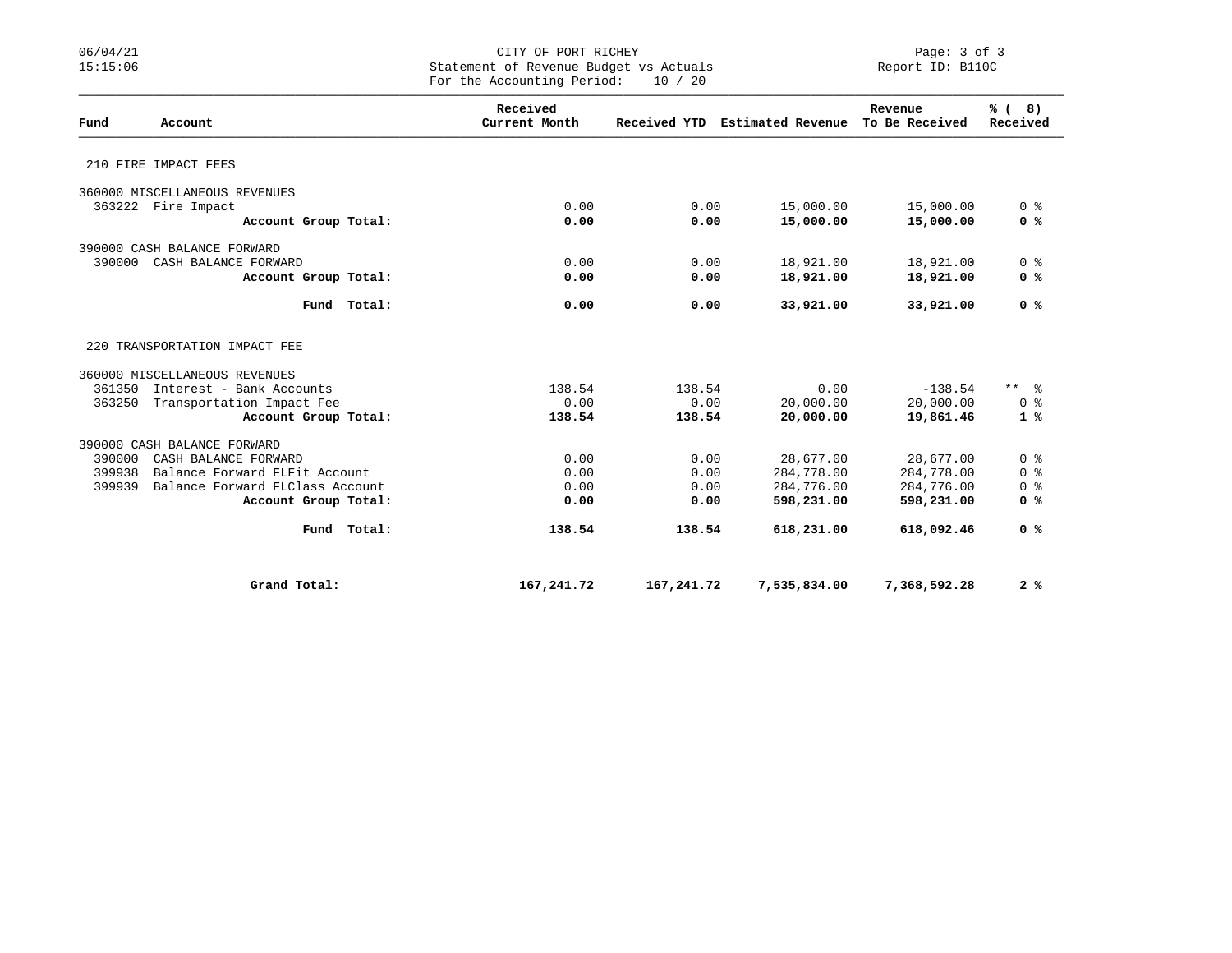CITY OF PORT RICHEY
Statement of Revenue Budget vs Actuals
For the Accounting Period: 10 / 20

Report ID: B110C

| Fund | Account | Received Current Month | Received YTD | Estimated Revenue | Revenue To Be Received | % ( 8) Received |
|---|---|---|---|---|---|---|
| 210 FIRE IMPACT FEES | | | | | | |
| 360000 MISCELLANEOUS REVENUES | | | | | | |
| 363222 | Fire Impact | 0.00 | 0.00 | 15,000.00 | 15,000.00 | 0 % |
| | **Account Group Total:** | **0.00** | **0.00** | **15,000.00** | **15,000.00** | **0 %** |
| 390000 CASH BALANCE FORWARD | | | | | | |
| 390000 | CASH BALANCE FORWARD | 0.00 | 0.00 | 18,921.00 | 18,921.00 | 0 % |
| | **Account Group Total:** | **0.00** | **0.00** | **18,921.00** | **18,921.00** | **0 %** |
| | **Fund Total:** | **0.00** | **0.00** | **33,921.00** | **33,921.00** | **0 %** |
| 220 TRANSPORTATION IMPACT FEE | | | | | | |
| 360000 MISCELLANEOUS REVENUES | | | | | | |
| 361350 | Interest - Bank Accounts | 138.54 | 138.54 | 0.00 | -138.54 | ** % |
| 363250 | Transportation Impact Fee | 0.00 | 0.00 | 20,000.00 | 20,000.00 | 0 % |
| | **Account Group Total:** | **138.54** | **138.54** | **20,000.00** | **19,861.46** | **1 %** |
| 390000 CASH BALANCE FORWARD | | | | | | |
| 390000 | CASH BALANCE FORWARD | 0.00 | 0.00 | 28,677.00 | 28,677.00 | 0 % |
| 399938 | Balance Forward FLFit Account | 0.00 | 0.00 | 284,778.00 | 284,778.00 | 0 % |
| 399939 | Balance Forward FLClass Account | 0.00 | 0.00 | 284,776.00 | 284,776.00 | 0 % |
| | **Account Group Total:** | **0.00** | **0.00** | **598,231.00** | **598,231.00** | **0 %** |
| | **Fund Total:** | **138.54** | **138.54** | **618,231.00** | **618,092.46** | **0 %** |
| | **Grand Total:** | **167,241.72** | **167,241.72** | **7,535,834.00** | **7,368,592.28** | **2 %** |